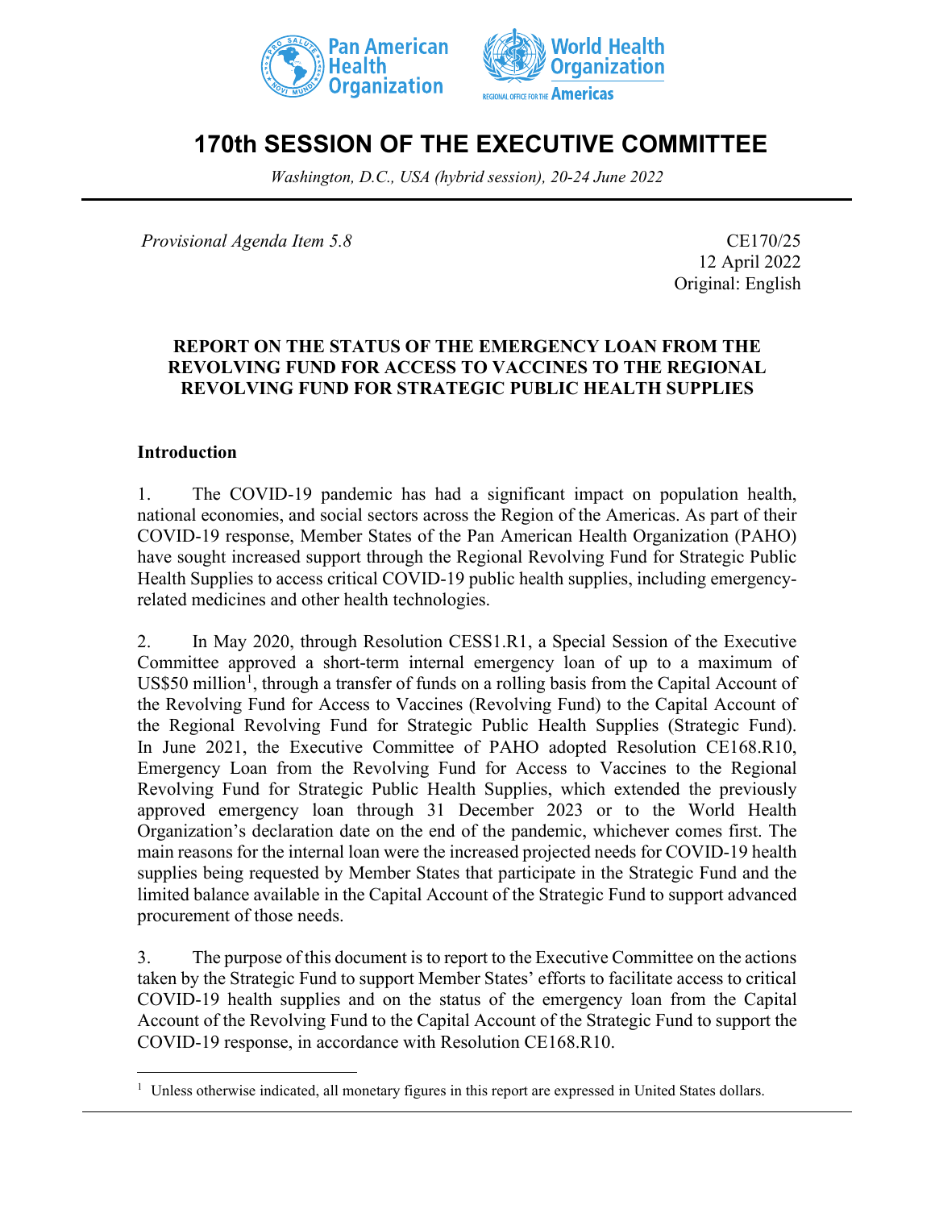# 170th SESSION OF THE EXECUTIVE COMMITTEE

*Washington, D.C., USA (hybrid session), 20-24 June 2022*

*Provisional Agenda Item 5.8*

CE170/25
12 April 2022
Original: English

**REPORT ON THE STATUS OF THE EMERGENCY LOAN FROM THE REVOLVING FUND FOR ACCESS TO VACCINES TO THE REGIONAL REVOLVING FUND FOR STRATEGIC PUBLIC HEALTH SUPPLIES**

## Introduction

1. The COVID-19 pandemic has had a significant impact on population health, national economies, and social sectors across the Region of the Americas. As part of their COVID-19 response, Member States of the Pan American Health Organization (PAHO) have sought increased support through the Regional Revolving Fund for Strategic Public Health Supplies to access critical COVID-19 public health supplies, including emergency-related medicines and other health technologies.

2. In May 2020, through Resolution CESS1.R1, a Special Session of the Executive Committee approved a short-term internal emergency loan of up to a maximum of US$50 million[1], through a transfer of funds on a rolling basis from the Capital Account of the Revolving Fund for Access to Vaccines (Revolving Fund) to the Capital Account of the Regional Revolving Fund for Strategic Public Health Supplies (Strategic Fund). In June 2021, the Executive Committee of PAHO adopted Resolution CE168.R10, Emergency Loan from the Revolving Fund for Access to Vaccines to the Regional Revolving Fund for Strategic Public Health Supplies, which extended the previously approved emergency loan through 31 December 2023 or to the World Health Organization's declaration date on the end of the pandemic, whichever comes first. The main reasons for the internal loan were the increased projected needs for COVID-19 health supplies being requested by Member States that participate in the Strategic Fund and the limited balance available in the Capital Account of the Strategic Fund to support advanced procurement of those needs.

3. The purpose of this document is to report to the Executive Committee on the actions taken by the Strategic Fund to support Member States' efforts to facilitate access to critical COVID-19 health supplies and on the status of the emergency loan from the Capital Account of the Revolving Fund to the Capital Account of the Strategic Fund to support the COVID-19 response, in accordance with Resolution CE168.R10.

[1] Unless otherwise indicated, all monetary figures in this report are expressed in United States dollars.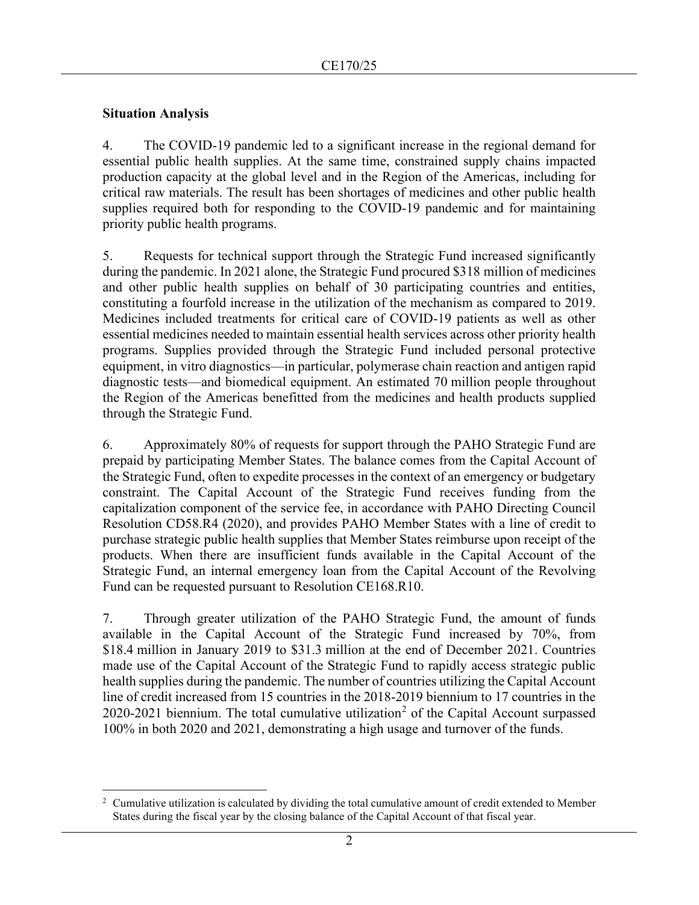**Situation Analysis**

4. The COVID-19 pandemic led to a significant increase in the regional demand for essential public health supplies. At the same time, constrained supply chains impacted production capacity at the global level and in the Region of the Americas, including for critical raw materials. The result has been shortages of medicines and other public health supplies required both for responding to the COVID-19 pandemic and for maintaining priority public health programs.

5. Requests for technical support through the Strategic Fund increased significantly during the pandemic. In 2021 alone, the Strategic Fund procured $318 million of medicines and other public health supplies on behalf of 30 participating countries and entities, constituting a fourfold increase in the utilization of the mechanism as compared to 2019. Medicines included treatments for critical care of COVID-19 patients as well as other essential medicines needed to maintain essential health services across other priority health programs. Supplies provided through the Strategic Fund included personal protective equipment, in vitro diagnostics—in particular, polymerase chain reaction and antigen rapid diagnostic tests—and biomedical equipment. An estimated 70 million people throughout the Region of the Americas benefitted from the medicines and health products supplied through the Strategic Fund.

6. Approximately 80% of requests for support through the PAHO Strategic Fund are prepaid by participating Member States. The balance comes from the Capital Account of the Strategic Fund, often to expedite processes in the context of an emergency or budgetary constraint. The Capital Account of the Strategic Fund receives funding from the capitalization component of the service fee, in accordance with PAHO Directing Council Resolution CD58.R4 (2020), and provides PAHO Member States with a line of credit to purchase strategic public health supplies that Member States reimburse upon receipt of the products. When there are insufficient funds available in the Capital Account of the Strategic Fund, an internal emergency loan from the Capital Account of the Revolving Fund can be requested pursuant to Resolution CE168.R10.

7. Through greater utilization of the PAHO Strategic Fund, the amount of funds available in the Capital Account of the Strategic Fund increased by 70%, from $18.4 million in January 2019 to $31.3 million at the end of December 2021. Countries made use of the Capital Account of the Strategic Fund to rapidly access strategic public health supplies during the pandemic. The number of countries utilizing the Capital Account line of credit increased from 15 countries in the 2018-2019 biennium to 17 countries in the 2020-2021 biennium. The total cumulative utilization[2] of the Capital Account surpassed 100% in both 2020 and 2021, demonstrating a high usage and turnover of the funds.

[2] Cumulative utilization is calculated by dividing the total cumulative amount of credit extended to Member States during the fiscal year by the closing balance of the Capital Account of that fiscal year.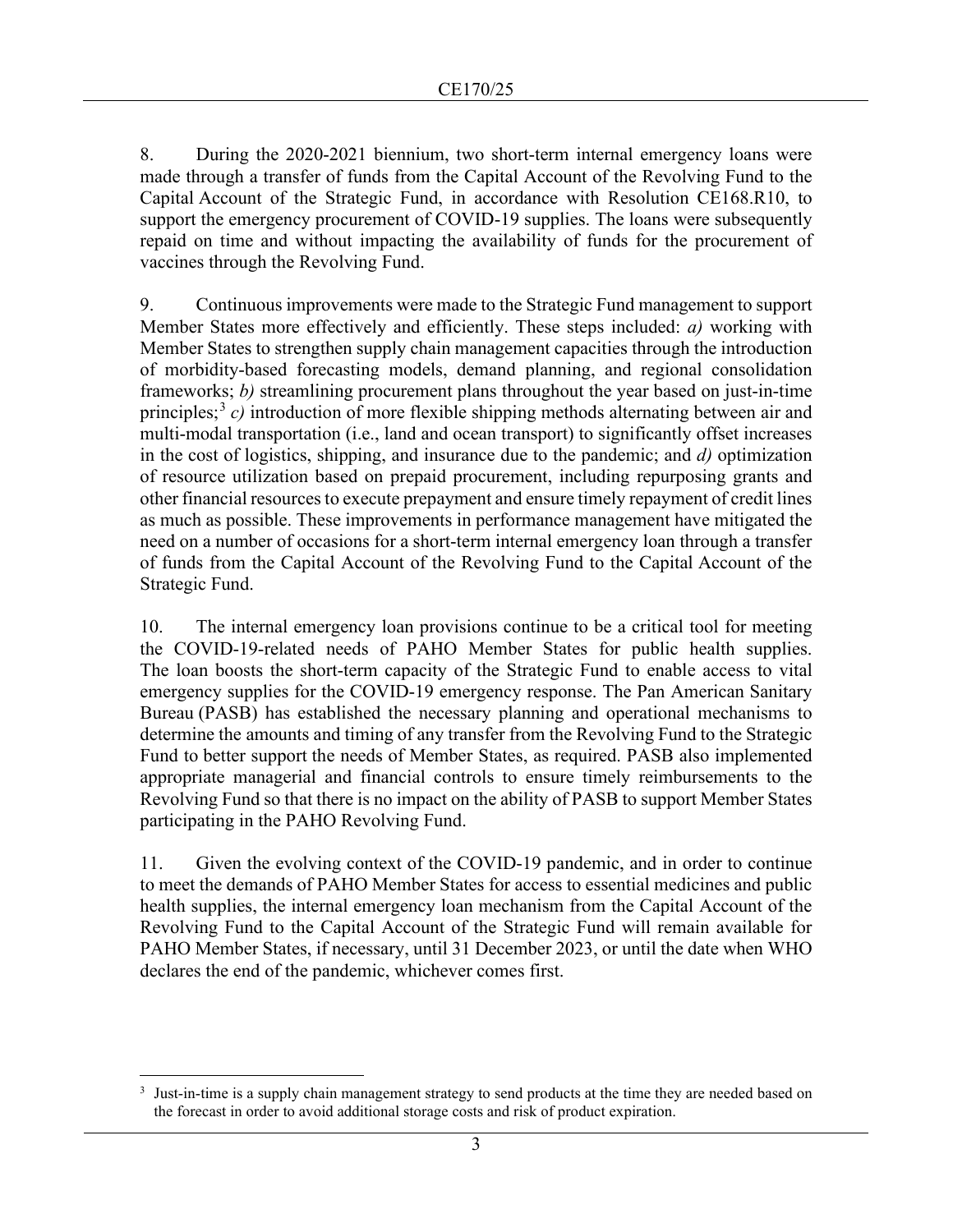8. During the 2020-2021 biennium, two short-term internal emergency loans were made through a transfer of funds from the Capital Account of the Revolving Fund to the Capital Account of the Strategic Fund, in accordance with Resolution CE168.R10, to support the emergency procurement of COVID-19 supplies. The loans were subsequently repaid on time and without impacting the availability of funds for the procurement of vaccines through the Revolving Fund.

9. Continuous improvements were made to the Strategic Fund management to support Member States more effectively and efficiently. These steps included: *a)* working with Member States to strengthen supply chain management capacities through the introduction of morbidity-based forecasting models, demand planning, and regional consolidation frameworks; *b)* streamlining procurement plans throughout the year based on just-in-time principles;[3] *c)* introduction of more flexible shipping methods alternating between air and multi-modal transportation (i.e., land and ocean transport) to significantly offset increases in the cost of logistics, shipping, and insurance due to the pandemic; and *d)* optimization of resource utilization based on prepaid procurement, including repurposing grants and other financial resources to execute prepayment and ensure timely repayment of credit lines as much as possible. These improvements in performance management have mitigated the need on a number of occasions for a short-term internal emergency loan through a transfer of funds from the Capital Account of the Revolving Fund to the Capital Account of the Strategic Fund.

10. The internal emergency loan provisions continue to be a critical tool for meeting the COVID-19-related needs of PAHO Member States for public health supplies. The loan boosts the short-term capacity of the Strategic Fund to enable access to vital emergency supplies for the COVID-19 emergency response. The Pan American Sanitary Bureau (PASB) has established the necessary planning and operational mechanisms to determine the amounts and timing of any transfer from the Revolving Fund to the Strategic Fund to better support the needs of Member States, as required. PASB also implemented appropriate managerial and financial controls to ensure timely reimbursements to the Revolving Fund so that there is no impact on the ability of PASB to support Member States participating in the PAHO Revolving Fund.

11. Given the evolving context of the COVID-19 pandemic, and in order to continue to meet the demands of PAHO Member States for access to essential medicines and public health supplies, the internal emergency loan mechanism from the Capital Account of the Revolving Fund to the Capital Account of the Strategic Fund will remain available for PAHO Member States, if necessary, until 31 December 2023, or until the date when WHO declares the end of the pandemic, whichever comes first.

[3] Just-in-time is a supply chain management strategy to send products at the time they are needed based on the forecast in order to avoid additional storage costs and risk of product expiration.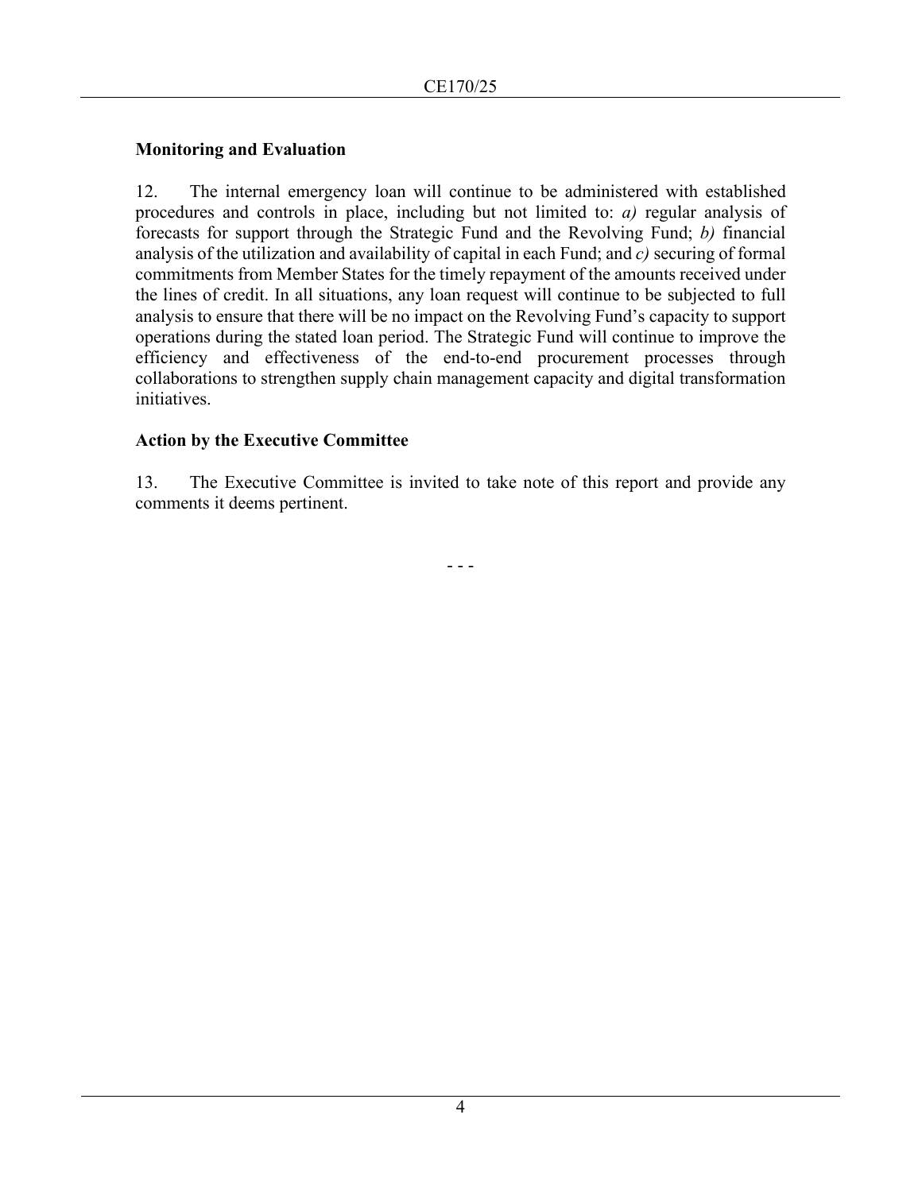## Monitoring and Evaluation

12. The internal emergency loan will continue to be administered with established procedures and controls in place, including but not limited to: *a)* regular analysis of forecasts for support through the Strategic Fund and the Revolving Fund; *b)* financial analysis of the utilization and availability of capital in each Fund; and *c)* securing of formal commitments from Member States for the timely repayment of the amounts received under the lines of credit. In all situations, any loan request will continue to be subjected to full analysis to ensure that there will be no impact on the Revolving Fund's capacity to support operations during the stated loan period. The Strategic Fund will continue to improve the efficiency and effectiveness of the end-to-end procurement processes through collaborations to strengthen supply chain management capacity and digital transformation initiatives.

## Action by the Executive Committee

13. The Executive Committee is invited to take note of this report and provide any comments it deems pertinent.

- - -